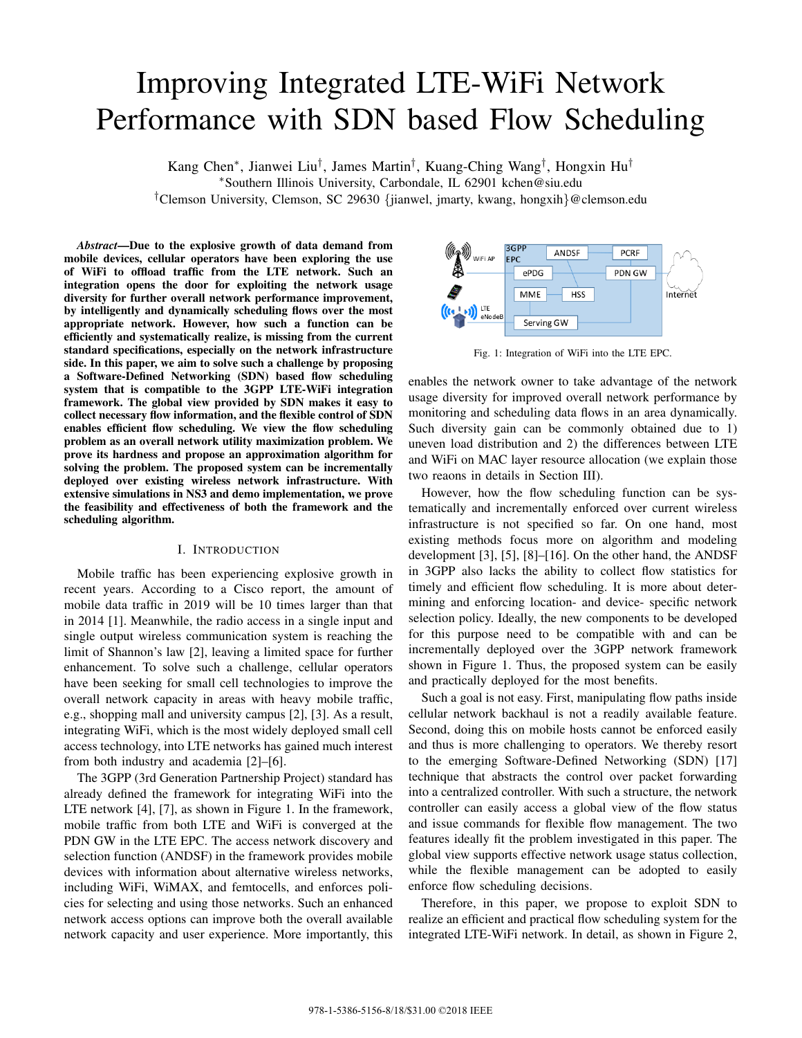# Improving Integrated LTE-WiFi Network Performance with SDN based Flow Scheduling

Kang Chen*, Jianwei Liu†, James Martin†, Kuang-Ching Wang†, Hongxin Hu†

*Southern Illinois University, Carbondale, IL 62901 kchen@siu.edu

†Clemson University, Clemson, SC 29630 {jianwel, jmarty, kwang, hongxih}@clemson.edu

***Abstract*—Due to the explosive growth of data demand from mobile devices, cellular operators have been exploring the use of WiFi to offload traffic from the LTE network. Such an integration opens the door for exploiting the network usage diversity for further overall network performance improvement, by intelligently and dynamically scheduling flows over the most appropriate network. However, how such a function can be efficiently and systematically realize, is missing from the current standard specifications, especially on the network infrastructure side. In this paper, we aim to solve such a challenge by proposing a Software-Defined Networking (SDN) based flow scheduling system that is compatible to the 3GPP LTE-WiFi integration framework. The global view provided by SDN makes it easy to collect necessary flow information, and the flexible control of SDN enables efficient flow scheduling. We view the flow scheduling problem as an overall network utility maximization problem. We prove its hardness and propose an approximation algorithm for solving the problem. The proposed system can be incrementally deployed over existing wireless network infrastructure. With extensive simulations in NS3 and demo implementation, we prove the feasibility and effectiveness of both the framework and the scheduling algorithm.**

## I. Introduction

Mobile traffic has been experiencing explosive growth in recent years. According to a Cisco report, the amount of mobile data traffic in 2019 will be 10 times larger than that in 2014 [1]. Meanwhile, the radio access in a single input and single output wireless communication system is reaching the limit of Shannon's law [2], leaving a limited space for further enhancement. To solve such a challenge, cellular operators have been seeking for small cell technologies to improve the overall network capacity in areas with heavy mobile traffic, e.g., shopping mall and university campus [2], [3]. As a result, integrating WiFi, which is the most widely deployed small cell access technology, into LTE networks has gained much interest from both industry and academia [2]–[6].

The 3GPP (3rd Generation Partnership Project) standard has already defined the framework for integrating WiFi into the LTE network [4], [7], as shown in Figure 1. In the framework, mobile traffic from both LTE and WiFi is converged at the PDN GW in the LTE EPC. The access network discovery and selection function (ANDSF) in the framework provides mobile devices with information about alternative wireless networks, including WiFi, WiMAX, and femtocells, and enforces policies for selecting and using those networks. Such an enhanced network access options can improve both the overall available network capacity and user experience. More importantly, this enables the network owner to take advantage of the network usage diversity for improved overall network performance by monitoring and scheduling data flows in an area dynamically. Such diversity gain can be commonly obtained due to 1) uneven load distribution and 2) the differences between LTE and WiFi on MAC layer resource allocation (we explain those two reaons in details in Section III).

Fig. 1: Integration of WiFi into the LTE EPC.

However, how the flow scheduling function can be systematically and incrementally enforced over current wireless infrastructure is not specified so far. On one hand, most existing methods focus more on algorithm and modeling development [3], [5], [8]–[16]. On the other hand, the ANDSF in 3GPP also lacks the ability to collect flow statistics for timely and efficient flow scheduling. It is more about determining and enforcing location- and device- specific network selection policy. Ideally, the new components to be developed for this purpose need to be compatible with and can be incrementally deployed over the 3GPP network framework shown in Figure 1. Thus, the proposed system can be easily and practically deployed for the most benefits.

Such a goal is not easy. First, manipulating flow paths inside cellular network backhaul is not a readily available feature. Second, doing this on mobile hosts cannot be enforced easily and thus is more challenging to operators. We thereby resort to the emerging Software-Defined Networking (SDN) [17] technique that abstracts the control over packet forwarding into a centralized controller. With such a structure, the network controller can easily access a global view of the flow status and issue commands for flexible flow management. The two features ideally fit the problem investigated in this paper. The global view supports effective network usage status collection, while the flexible management can be adopted to easily enforce flow scheduling decisions.

Therefore, in this paper, we propose to exploit SDN to realize an efficient and practical flow scheduling system for the integrated LTE-WiFi network. In detail, as shown in Figure 2,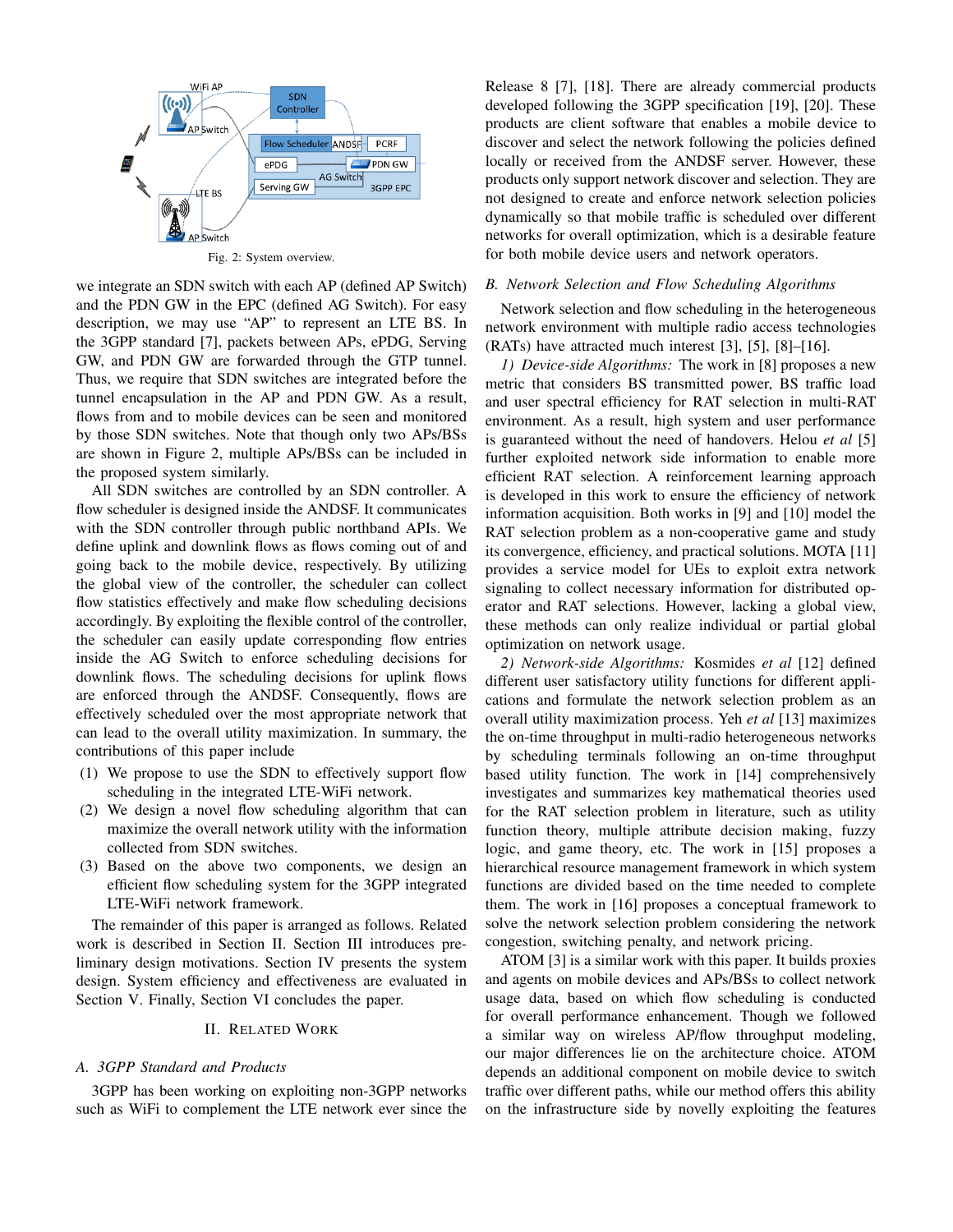Fig. 2: System overview.

we integrate an SDN switch with each AP (defined AP Switch) and the PDN GW in the EPC (defined AG Switch). For easy description, we may use "AP" to represent an LTE BS. In the 3GPP standard [7], packets between APs, ePDG, Serving GW, and PDN GW are forwarded through the GTP tunnel. Thus, we require that SDN switches are integrated before the tunnel encapsulation in the AP and PDN GW. As a result, flows from and to mobile devices can be seen and monitored by those SDN switches. Note that though only two APs/BSs are shown in Figure 2, multiple APs/BSs can be included in the proposed system similarly.

All SDN switches are controlled by an SDN controller. A flow scheduler is designed inside the ANDSF. It communicates with the SDN controller through public northband APIs. We define uplink and downlink flows as flows coming out of and going back to the mobile device, respectively. By utilizing the global view of the controller, the scheduler can collect flow statistics effectively and make flow scheduling decisions accordingly. By exploiting the flexible control of the controller, the scheduler can easily update corresponding flow entries inside the AG Switch to enforce scheduling decisions for downlink flows. The scheduling decisions for uplink flows are enforced through the ANDSF. Consequently, flows are effectively scheduled over the most appropriate network that can lead to the overall utility maximization. In summary, the contributions of this paper include

(1) We propose to use the SDN to effectively support flow scheduling in the integrated LTE-WiFi network.
(2) We design a novel flow scheduling algorithm that can maximize the overall network utility with the information collected from SDN switches.
(3) Based on the above two components, we design an efficient flow scheduling system for the 3GPP integrated LTE-WiFi network framework.

The remainder of this paper is arranged as follows. Related work is described in Section II. Section III introduces preliminary design motivations. Section IV presents the system design. System efficiency and effectiveness are evaluated in Section V. Finally, Section VI concludes the paper.

## II. Related Work

### A. 3GPP Standard and Products

3GPP has been working on exploiting non-3GPP networks such as WiFi to complement the LTE network ever since the Release 8 [7], [18]. There are already commercial products developed following the 3GPP specification [19], [20]. These products are client software that enables a mobile device to discover and select the network following the policies defined locally or received from the ANDSF server. However, these products only support network discover and selection. They are not designed to create and enforce network selection policies dynamically so that mobile traffic is scheduled over different networks for overall optimization, which is a desirable feature for both mobile device users and network operators.

### B. Network Selection and Flow Scheduling Algorithms

Network selection and flow scheduling in the heterogeneous network environment with multiple radio access technologies (RATs) have attracted much interest [3], [5], [8]–[16].

*1) Device-side Algorithms:* The work in [8] proposes a new metric that considers BS transmitted power, BS traffic load and user spectral efficiency for RAT selection in multi-RAT environment. As a result, high system and user performance is guaranteed without the need of handovers. Helou *et al* [5] further exploited network side information to enable more efficient RAT selection. A reinforcement learning approach is developed in this work to ensure the efficiency of network information acquisition. Both works in [9] and [10] model the RAT selection problem as a non-cooperative game and study its convergence, efficiency, and practical solutions. MOTA [11] provides a service model for UEs to exploit extra network signaling to collect necessary information for distributed operator and RAT selections. However, lacking a global view, these methods can only realize individual or partial global optimization on network usage.

*2) Network-side Algorithms:* Kosmides *et al* [12] defined different user satisfactory utility functions for different applications and formulate the network selection problem as an overall utility maximization process. Yeh *et al* [13] maximizes the on-time throughput in multi-radio heterogeneous networks by scheduling terminals following an on-time throughput based utility function. The work in [14] comprehensively investigates and summarizes key mathematical theories used for the RAT selection problem in literature, such as utility function theory, multiple attribute decision making, fuzzy logic, and game theory, etc. The work in [15] proposes a hierarchical resource management framework in which system functions are divided based on the time needed to complete them. The work in [16] proposes a conceptual framework to solve the network selection problem considering the network congestion, switching penalty, and network pricing.

ATOM [3] is a similar work with this paper. It builds proxies and agents on mobile devices and APs/BSs to collect network usage data, based on which flow scheduling is conducted for overall performance enhancement. Though we followed a similar way on wireless AP/flow throughput modeling, our major differences lie on the architecture choice. ATOM depends an additional component on mobile device to switch traffic over different paths, while our method offers this ability on the infrastructure side by novelly exploiting the features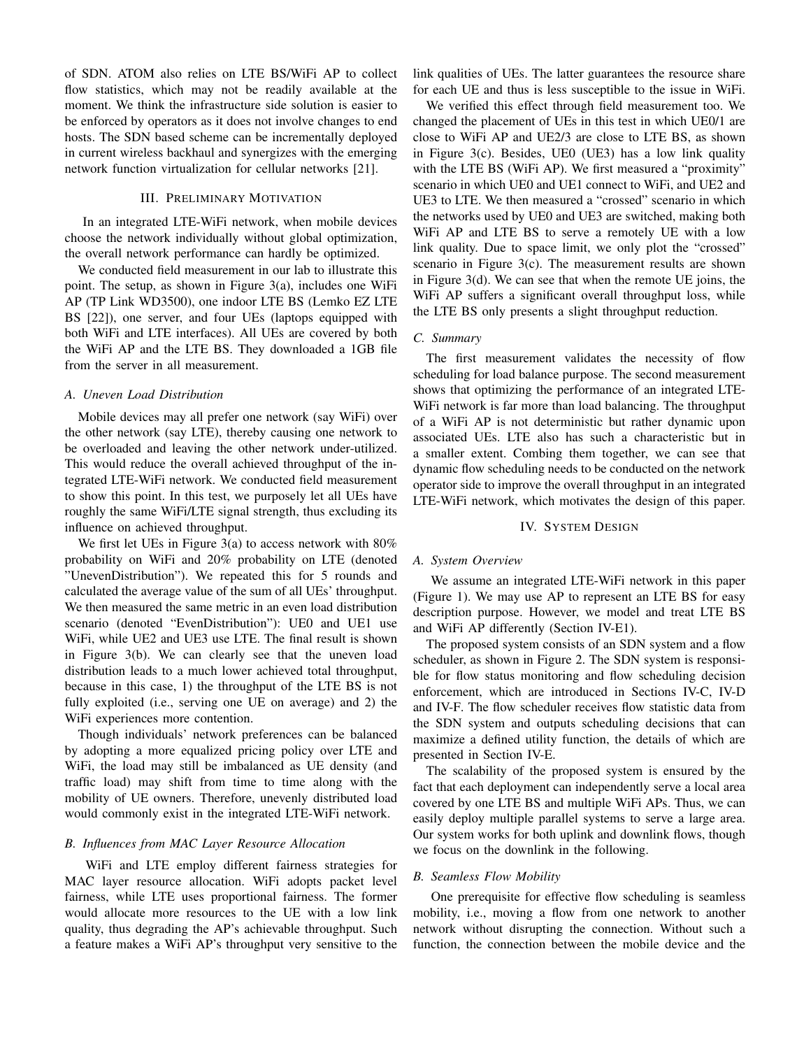of SDN. ATOM also relies on LTE BS/WiFi AP to collect flow statistics, which may not be readily available at the moment. We think the infrastructure side solution is easier to be enforced by operators as it does not involve changes to end hosts. The SDN based scheme can be incrementally deployed in current wireless backhaul and synergizes with the emerging network function virtualization for cellular networks [21].

## III. Preliminary Motivation

In an integrated LTE-WiFi network, when mobile devices choose the network individually without global optimization, the overall network performance can hardly be optimized.

We conducted field measurement in our lab to illustrate this point. The setup, as shown in Figure 3(a), includes one WiFi AP (TP Link WD3500), one indoor LTE BS (Lemko EZ LTE BS [22]), one server, and four UEs (laptops equipped with both WiFi and LTE interfaces). All UEs are covered by both the WiFi AP and the LTE BS. They downloaded a 1GB file from the server in all measurement.

### A. Uneven Load Distribution

Mobile devices may all prefer one network (say WiFi) over the other network (say LTE), thereby causing one network to be overloaded and leaving the other network under-utilized. This would reduce the overall achieved throughput of the integrated LTE-WiFi network. We conducted field measurement to show this point. In this test, we purposely let all UEs have roughly the same WiFi/LTE signal strength, thus excluding its influence on achieved throughput.

We first let UEs in Figure 3(a) to access network with 80% probability on WiFi and 20% probability on LTE (denoted "UnevenDistribution"). We repeated this for 5 rounds and calculated the average value of the sum of all UEs' throughput. We then measured the same metric in an even load distribution scenario (denoted "EvenDistribution"): UE0 and UE1 use WiFi, while UE2 and UE3 use LTE. The final result is shown in Figure 3(b). We can clearly see that the uneven load distribution leads to a much lower achieved total throughput, because in this case, 1) the throughput of the LTE BS is not fully exploited (i.e., serving one UE on average) and 2) the WiFi experiences more contention.

Though individuals' network preferences can be balanced by adopting a more equalized pricing policy over LTE and WiFi, the load may still be imbalanced as UE density (and traffic load) may shift from time to time along with the mobility of UE owners. Therefore, unevenly distributed load would commonly exist in the integrated LTE-WiFi network.

### B. Influences from MAC Layer Resource Allocation

WiFi and LTE employ different fairness strategies for MAC layer resource allocation. WiFi adopts packet level fairness, while LTE uses proportional fairness. The former would allocate more resources to the UE with a low link quality, thus degrading the AP's achievable throughput. Such a feature makes a WiFi AP's throughput very sensitive to the link qualities of UEs. The latter guarantees the resource share for each UE and thus is less susceptible to the issue in WiFi.

We verified this effect through field measurement too. We changed the placement of UEs in this test in which UE0/1 are close to WiFi AP and UE2/3 are close to LTE BS, as shown in Figure 3(c). Besides, UE0 (UE3) has a low link quality with the LTE BS (WiFi AP). We first measured a "proximity" scenario in which UE0 and UE1 connect to WiFi, and UE2 and UE3 to LTE. We then measured a "crossed" scenario in which the networks used by UE0 and UE3 are switched, making both WiFi AP and LTE BS to serve a remotely UE with a low link quality. Due to space limit, we only plot the "crossed" scenario in Figure 3(c). The measurement results are shown in Figure 3(d). We can see that when the remote UE joins, the WiFi AP suffers a significant overall throughput loss, while the LTE BS only presents a slight throughput reduction.

### C. Summary

The first measurement validates the necessity of flow scheduling for load balance purpose. The second measurement shows that optimizing the performance of an integrated LTE-WiFi network is far more than load balancing. The throughput of a WiFi AP is not deterministic but rather dynamic upon associated UEs. LTE also has such a characteristic but in a smaller extent. Combing them together, we can see that dynamic flow scheduling needs to be conducted on the network operator side to improve the overall throughput in an integrated LTE-WiFi network, which motivates the design of this paper.

## IV. System Design

### A. System Overview

We assume an integrated LTE-WiFi network in this paper (Figure 1). We may use AP to represent an LTE BS for easy description purpose. However, we model and treat LTE BS and WiFi AP differently (Section IV-E1).

The proposed system consists of an SDN system and a flow scheduler, as shown in Figure 2. The SDN system is responsible for flow status monitoring and flow scheduling decision enforcement, which are introduced in Sections IV-C, IV-D and IV-F. The flow scheduler receives flow statistic data from the SDN system and outputs scheduling decisions that can maximize a defined utility function, the details of which are presented in Section IV-E.

The scalability of the proposed system is ensured by the fact that each deployment can independently serve a local area covered by one LTE BS and multiple WiFi APs. Thus, we can easily deploy multiple parallel systems to serve a large area. Our system works for both uplink and downlink flows, though we focus on the downlink in the following.

### B. Seamless Flow Mobility

One prerequisite for effective flow scheduling is seamless mobility, i.e., moving a flow from one network to another network without disrupting the connection. Without such a function, the connection between the mobile device and the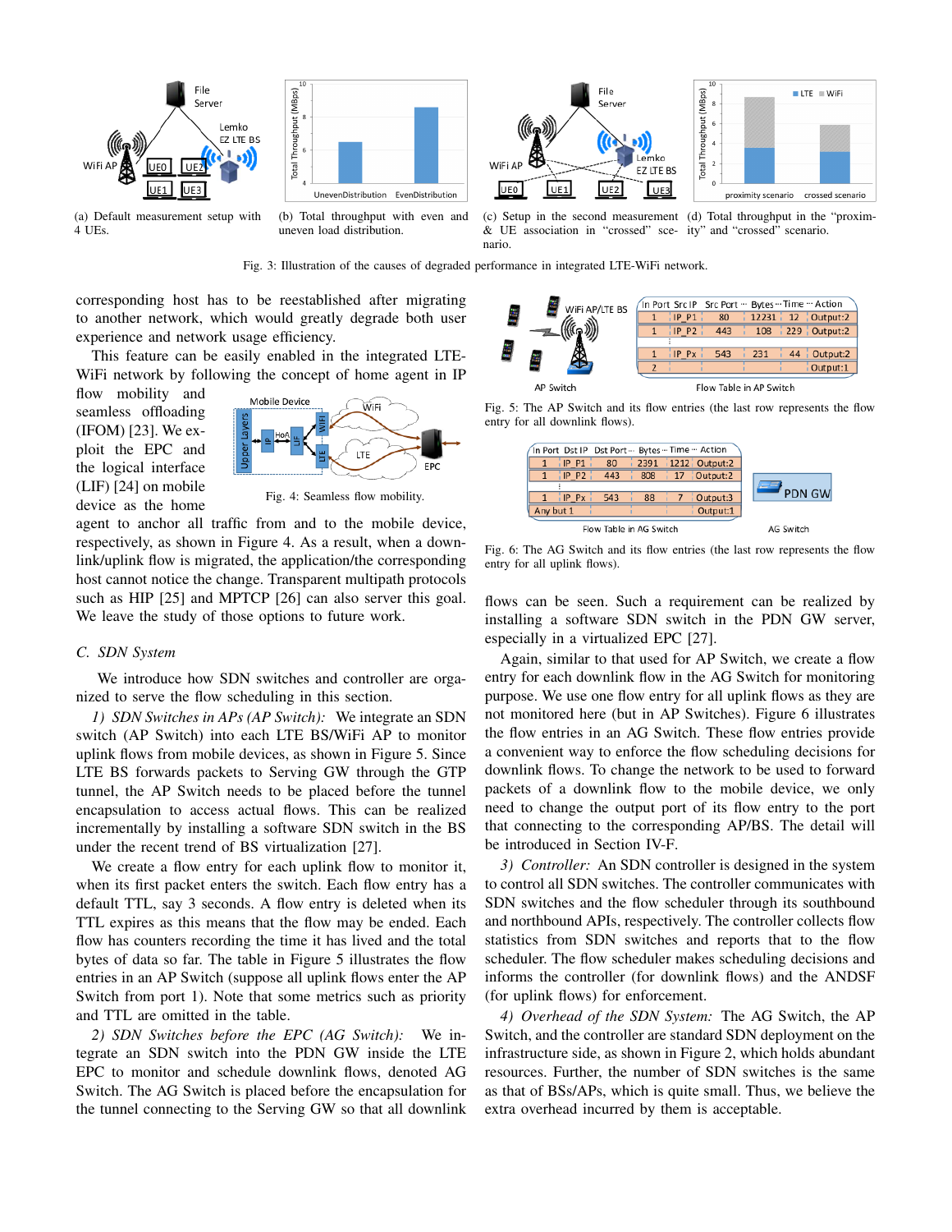(a) Default measurement setup with 4 UEs.

(b) Total throughput with even and uneven load distribution.

(c) Setup in the second measurement & UE association in "crossed" scenario.

(d) Total throughput in the "proximity" and "crossed" scenario.

Fig. 3: Illustration of the causes of degraded performance in integrated LTE-WiFi network.

corresponding host has to be reestablished after migrating to another network, which would greatly degrade both user experience and network usage efficiency.

This feature can be easily enabled in the integrated LTE-WiFi network by following the concept of home agent in IP flow mobility and seamless offloading (IFOM) [23]. We exploit the EPC and the logical interface (LIF) [24] on mobile device as the home agent to anchor all traffic from and to the mobile device, respectively, as shown in Figure 4. As a result, when a downlink/uplink flow is migrated, the application/the corresponding host cannot notice the change. Transparent multipath protocols such as HIP [25] and MPTCP [26] can also server this goal. We leave the study of those options to future work.

Fig. 4: Seamless flow mobility.

### C. SDN System

We introduce how SDN switches and controller are organized to serve the flow scheduling in this section.

*1) SDN Switches in APs (AP Switch):* We integrate an SDN switch (AP Switch) into each LTE BS/WiFi AP to monitor uplink flows from mobile devices, as shown in Figure 5. Since LTE BS forwards packets to Serving GW through the GTP tunnel, the AP Switch needs to be placed before the tunnel encapsulation to access actual flows. This can be realized incrementally by installing a software SDN switch in the BS under the recent trend of BS virtualization [27].

We create a flow entry for each uplink flow to monitor it, when its first packet enters the switch. Each flow entry has a default TTL, say 3 seconds. A flow entry is deleted when its TTL expires as this means that the flow may be ended. Each flow has counters recording the time it has lived and the total bytes of data so far. The table in Figure 5 illustrates the flow entries in an AP Switch (suppose all uplink flows enter the AP Switch from port 1). Note that some metrics such as priority and TTL are omitted in the table.

*2) SDN Switches before the EPC (AG Switch):* We integrate an SDN switch into the PDN GW inside the LTE EPC to monitor and schedule downlink flows, denoted AG Switch. The AG Switch is placed before the encapsulation for the tunnel connecting to the Serving GW so that all downlink

| In Port | Src IP | Src Port | ··· | Bytes | ··· | Time | ··· | Action |
|---|---|---|---|---|---|---|---|---|
| 1 | IP_P1 | 80 | | 12231 | | 12 | | Output:2 |
| 1 | IP_P2 | 443 | | 108 | | 229 | | Output:2 |
| ⋮ | | | | | | | | |
| 1 | IP_Px | 543 | | 231 | | 44 | | Output:2 |
| 2 | | | | | | | | Output:1 |

Fig. 5: The AP Switch and its flow entries (the last row represents the flow entry for all downlink flows).

| In Port | Dst IP | Dst Port | ··· | Bytes | ··· | Time | ··· | Action |
|---|---|---|---|---|---|---|---|---|
| 1 | IP_P1 | 80 | | 2391 | | 1212 | | Output:2 |
| 1 | IP_P2 | 443 | | 808 | | 17 | | Output:2 |
| ⋮ | | | | | | | | |
| 1 | IP_Px | 543 | | 88 | | 7 | | Output:3 |
| Any but 1 | | | | | | | | Output:1 |

Fig. 6: The AG Switch and its flow entries (the last row represents the flow entry for all uplink flows).

flows can be seen. Such a requirement can be realized by installing a software SDN switch in the PDN GW server, especially in a virtualized EPC [27].

Again, similar to that used for AP Switch, we create a flow entry for each downlink flow in the AG Switch for monitoring purpose. We use one flow entry for all uplink flows as they are not monitored here (but in AP Switches). Figure 6 illustrates the flow entries in an AG Switch. These flow entries provide a convenient way to enforce the flow scheduling decisions for downlink flows. To change the network to be used to forward packets of a downlink flow to the mobile device, we only need to change the output port of its flow entry to the port that connecting to the corresponding AP/BS. The detail will be introduced in Section IV-F.

*3) Controller:* An SDN controller is designed in the system to control all SDN switches. The controller communicates with SDN switches and the flow scheduler through its southbound and northbound APIs, respectively. The controller collects flow statistics from SDN switches and reports that to the flow scheduler. The flow scheduler makes scheduling decisions and informs the controller (for downlink flows) and the ANDSF (for uplink flows) for enforcement.

*4) Overhead of the SDN System:* The AG Switch, the AP Switch, and the controller are standard SDN deployment on the infrastructure side, as shown in Figure 2, which holds abundant resources. Further, the number of SDN switches is the same as that of BSs/APs, which is quite small. Thus, we believe the extra overhead incurred by them is acceptable.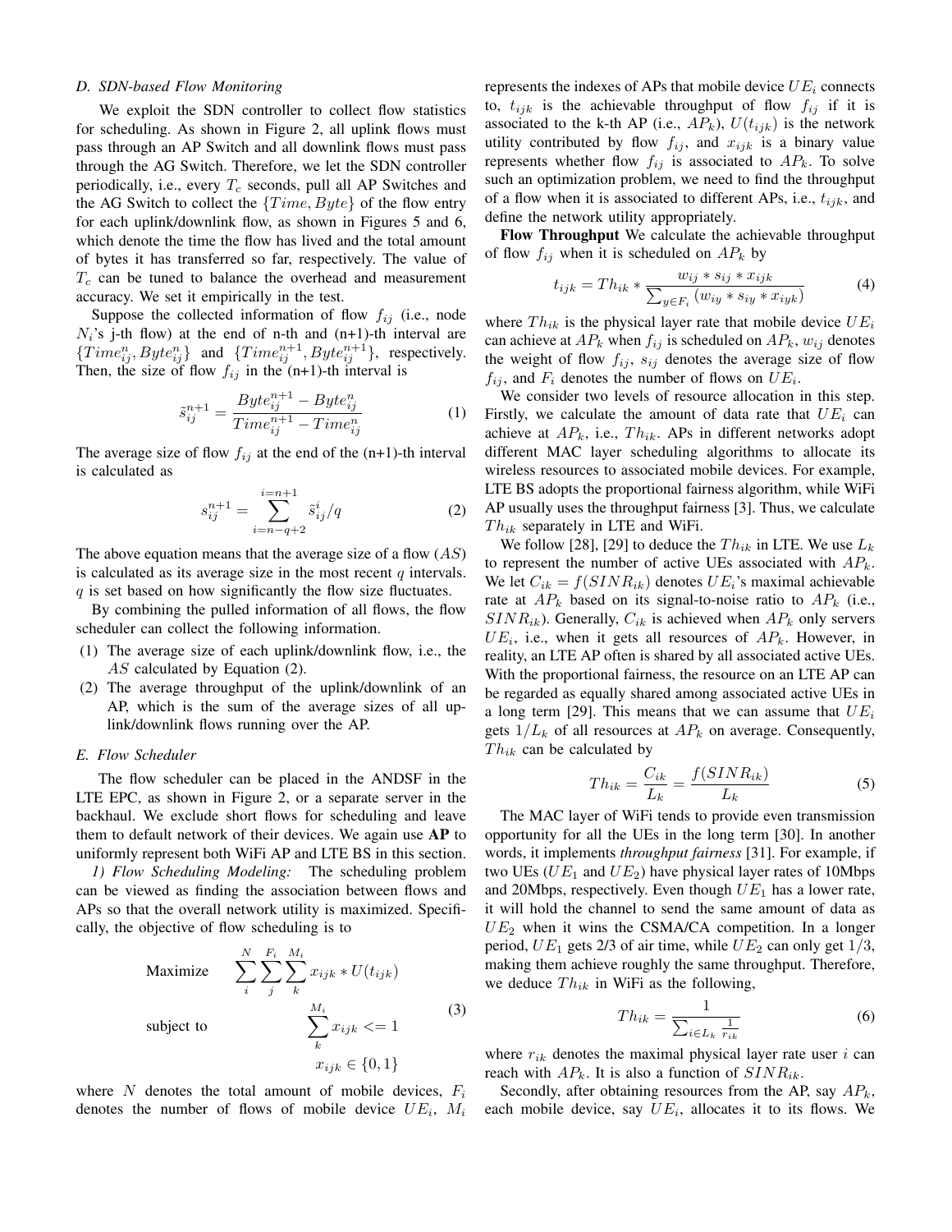### D. SDN-based Flow Monitoring

We exploit the SDN controller to collect flow statistics for scheduling. As shown in Figure 2, all uplink flows must pass through an AP Switch and all downlink flows must pass through the AG Switch. Therefore, we let the SDN controller periodically, i.e., every $T_c$ seconds, pull all AP Switches and the AG Switch to collect the $\{Time, Byte\}$ of the flow entry for each uplink/downlink flow, as shown in Figures 5 and 6, which denote the time the flow has lived and the total amount of bytes it has transferred so far, respectively. The value of $T_c$ can be tuned to balance the overhead and measurement accuracy. We set it empirically in the test.

Suppose the collected information of flow $f_{ij}$ (i.e., node $N_i$'s j-th flow) at the end of n-th and (n+1)-th interval are $\{Time^n_{ij}, Byte^n_{ij}\}$ and $\{Time^{n+1}_{ij}, Byte^{n+1}_{ij}\}$, respectively. Then, the size of flow $f_{ij}$ in the (n+1)-th interval is

$$\tilde{s}^{n+1}_{ij} = \frac{Byte^{n+1}_{ij} - Byte^n_{ij}}{Time^{n+1}_{ij} - Time^n_{ij}} \tag{1}$$

The average size of flow $f_{ij}$ at the end of the (n+1)-th interval is calculated as

$$s^{n+1}_{ij} = \sum_{i=n-q+2}^{i=n+1} \tilde{s}^i_{ij}/q \tag{2}$$

The above equation means that the average size of a flow ($AS$) is calculated as its average size in the most recent $q$ intervals. $q$ is set based on how significantly the flow size fluctuates.

By combining the pulled information of all flows, the flow scheduler can collect the following information.

(1) The average size of each uplink/downlink flow, i.e., the $AS$ calculated by Equation (2).

(2) The average throughput of the uplink/downlink of an AP, which is the sum of the average sizes of all uplink/downlink flows running over the AP.

### E. Flow Scheduler

The flow scheduler can be placed in the ANDSF in the LTE EPC, as shown in Figure 2, or a separate server in the backhaul. We exclude short flows for scheduling and leave them to default network of their devices. We again use **AP** to uniformly represent both WiFi AP and LTE BS in this section.

*1) Flow Scheduling Modeling:* The scheduling problem can be viewed as finding the association between flows and APs so that the overall network utility is maximized. Specifically, the objective of flow scheduling is to

$$\begin{aligned} \text{Maximize} \quad & \sum_{i}^{N}\sum_{j}^{F_i}\sum_{k}^{M_i} x_{ijk} * U(t_{ijk}) \\ \text{subject to} \quad & \sum_{k}^{M_i} x_{ijk} <= 1 \\ & x_{ijk} \in \{0, 1\} \end{aligned} \tag{3}$$

where $N$ denotes the total amount of mobile devices, $F_i$ denotes the number of flows of mobile device $UE_i$, $M_i$ represents the indexes of APs that mobile device $UE_i$ connects to, $t_{ijk}$ is the achievable throughput of flow $f_{ij}$ if it is associated to the k-th AP (i.e., $AP_k$), $U(t_{ijk})$ is the network utility contributed by flow $f_{ij}$, and $x_{ijk}$ is a binary value represents whether flow $f_{ij}$ is associated to $AP_k$. To solve such an optimization problem, we need to find the throughput of a flow when it is associated to different APs, i.e., $t_{ijk}$, and define the network utility appropriately.

**Flow Throughput** We calculate the achievable throughput of flow $f_{ij}$ when it is scheduled on $AP_k$ by

$$t_{ijk} = Th_{ik} * \frac{w_{ij} * s_{ij} * x_{ijk}}{\sum_{y \in F_i}(w_{iy} * s_{iy} * x_{iyk})} \tag{4}$$

where $Th_{ik}$ is the physical layer rate that mobile device $UE_i$ can achieve at $AP_k$ when $f_{ij}$ is scheduled on $AP_k$, $w_{ij}$ denotes the weight of flow $f_{ij}$, $s_{ij}$ denotes the average size of flow $f_{ij}$, and $F_i$ denotes the number of flows on $UE_i$.

We consider two levels of resource allocation in this step. Firstly, we calculate the amount of data rate that $UE_i$ can achieve at $AP_k$, i.e., $Th_{ik}$. APs in different networks adopt different MAC layer scheduling algorithms to allocate its wireless resources to associated mobile devices. For example, LTE BS adopts the proportional fairness algorithm, while WiFi AP usually uses the throughput fairness [3]. Thus, we calculate $Th_{ik}$ separately in LTE and WiFi.

We follow [28], [29] to deduce the $Th_{ik}$ in LTE. We use $L_k$ to represent the number of active UEs associated with $AP_k$. We let $C_{ik} = f(SINR_{ik})$ denotes $UE_i$'s maximal achievable rate at $AP_k$ based on its signal-to-noise ratio to $AP_k$ (i.e., $SINR_{ik}$). Generally, $C_{ik}$ is achieved when $AP_k$ only servers $UE_i$, i.e., when it gets all resources of $AP_k$. However, in reality, an LTE AP often is shared by all associated active UEs. With the proportional fairness, the resource on an LTE AP can be regarded as equally shared among associated active UEs in a long term [29]. This means that we can assume that $UE_i$ gets $1/L_k$ of all resources at $AP_k$ on average. Consequently, $Th_{ik}$ can be calculated by

$$Th_{ik} = \frac{C_{ik}}{L_k} = \frac{f(SINR_{ik})}{L_k} \tag{5}$$

The MAC layer of WiFi tends to provide even transmission opportunity for all the UEs in the long term [30]. In another words, it implements *throughput fairness* [31]. For example, if two UEs ($UE_1$ and $UE_2$) have physical layer rates of 10Mbps and 20Mbps, respectively. Even though $UE_1$ has a lower rate, it will hold the channel to send the same amount of data as $UE_2$ when it wins the CSMA/CA competition. In a longer period, $UE_1$ gets 2/3 of air time, while $UE_2$ can only get $1/3$, making them achieve roughly the same throughput. Therefore, we deduce $Th_{ik}$ in WiFi as the following,

$$Th_{ik} = \frac{1}{\sum_{i \in L_k} \frac{1}{r_{ik}}} \tag{6}$$

where $r_{ik}$ denotes the maximal physical layer rate user $i$ can reach with $AP_k$. It is also a function of $SINR_{ik}$.

Secondly, after obtaining resources from the AP, say $AP_k$, each mobile device, say $UE_i$, allocates it to its flows. We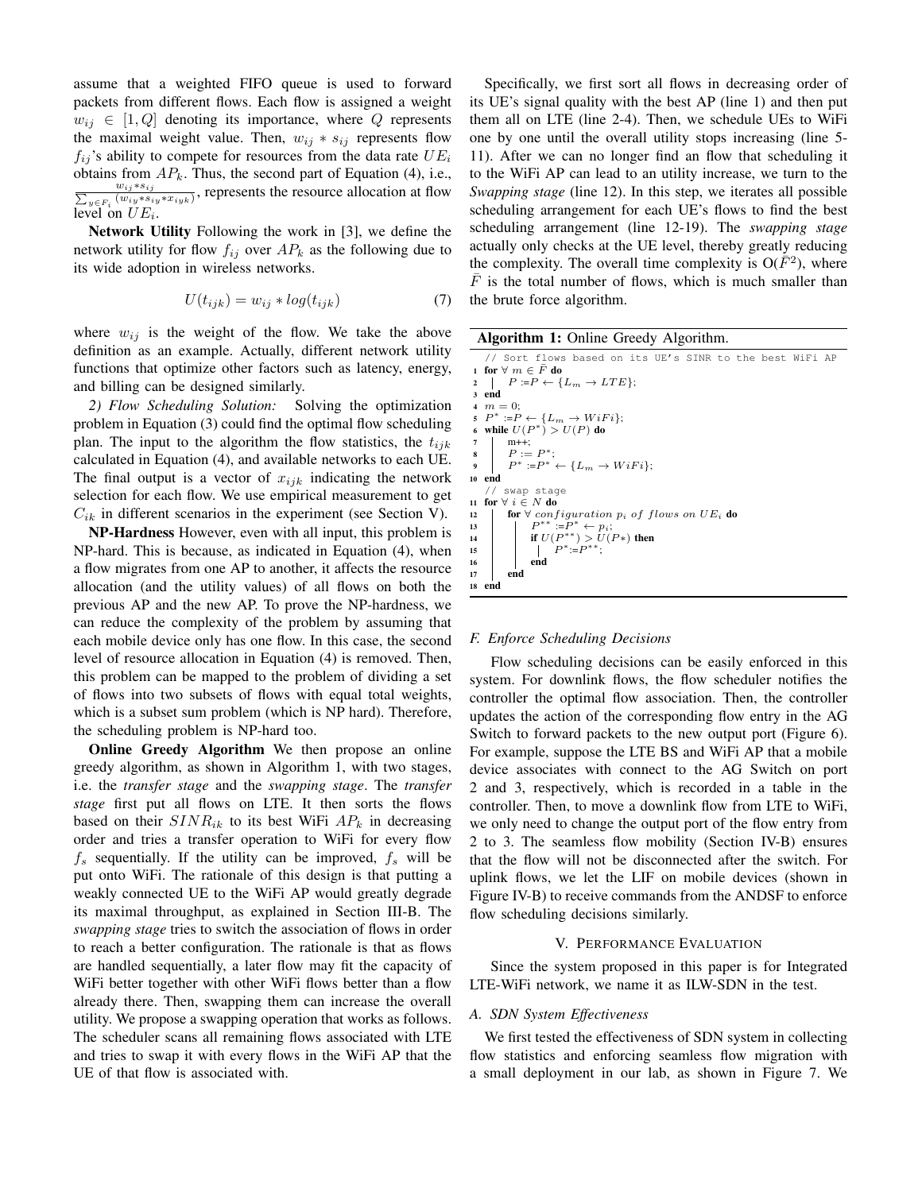assume that a weighted FIFO queue is used to forward packets from different flows. Each flow is assigned a weight $w_{ij} \in [1, Q]$ denoting its importance, where $Q$ represents the maximal weight value. Then, $w_{ij} * s_{ij}$ represents flow $f_{ij}$'s ability to compete for resources from the data rate $UE_i$ obtains from $AP_k$. Thus, the second part of Equation (4), i.e., $\frac{w_{ij} * s_{ij}}{\sum_{y \in F_i}(w_{iy} * s_{iy} * x_{iyk})}$, represents the resource allocation at flow level on $UE_i$.

**Network Utility** Following the work in [3], we define the network utility for flow $f_{ij}$ over $AP_k$ as the following due to its wide adoption in wireless networks.

$$U(t_{ijk}) = w_{ij} * log(t_{ijk}) \tag{7}$$

where $w_{ij}$ is the weight of the flow. We take the above definition as an example. Actually, different network utility functions that optimize other factors such as latency, energy, and billing can be designed similarly.

*2) Flow Scheduling Solution:* Solving the optimization problem in Equation (3) could find the optimal flow scheduling plan. The input to the algorithm the flow statistics, the $t_{ijk}$ calculated in Equation (4), and available networks to each UE. The final output is a vector of $x_{ijk}$ indicating the network selection for each flow. We use empirical measurement to get $C_{ik}$ in different scenarios in the experiment (see Section V).

**NP-Hardness** However, even with all input, this problem is NP-hard. This is because, as indicated in Equation (4), when a flow migrates from one AP to another, it affects the resource allocation (and the utility values) of all flows on both the previous AP and the new AP. To prove the NP-hardness, we can reduce the complexity of the problem by assuming that each mobile device only has one flow. In this case, the second level of resource allocation in Equation (4) is removed. Then, this problem can be mapped to the problem of dividing a set of flows into two subsets of flows with equal total weights, which is a subset sum problem (which is NP hard). Therefore, the scheduling problem is NP-hard too.

**Online Greedy Algorithm** We then propose an online greedy algorithm, as shown in Algorithm 1, with two stages, i.e. the *transfer stage* and the *swapping stage*. The *transfer stage* first put all flows on LTE. It then sorts the flows based on their $SINR_{ik}$ to its best WiFi $AP_k$ in decreasing order and tries a transfer operation to WiFi for every flow $f_s$ sequentially. If the utility can be improved, $f_s$ will be put onto WiFi. The rationale of this design is that putting a weakly connected UE to the WiFi AP would greatly degrade its maximal throughput, as explained in Section III-B. The *swapping stage* tries to switch the association of flows in order to reach a better configuration. The rationale is that as flows are handled sequentially, a later flow may fit the capacity of WiFi better together with other WiFi flows better than a flow already there. Then, swapping them can increase the overall utility. We propose a swapping operation that works as follows. The scheduler scans all remaining flows associated with LTE and tries to swap it with every flows in the WiFi AP that the UE of that flow is associated with.

Specifically, we first sort all flows in decreasing order of its UE's signal quality with the best AP (line 1) and then put them all on LTE (line 2-4). Then, we schedule UEs to WiFi one by one until the overall utility stops increasing (line 5-11). After we can no longer find an flow that scheduling it to the WiFi AP can lead to an utility increase, we turn to the *Swapping stage* (line 12). In this step, we iterates all possible scheduling arrangement for each UE's flows to find the best scheduling arrangement (line 12-19). The *swapping stage* actually only checks at the UE level, thereby greatly reducing the complexity. The overall time complexity is O($\bar{F}^2$), where $\bar{F}$ is the total number of flows, which is much smaller than the brute force algorithm.

**Algorithm 1:** Online Greedy Algorithm.

```
   // Sort flows based on its UE's SINR to the best WiFi AP
1  for ∀ m ∈ F̄ do
2  |   P := P ← {L_m → LTE};
3  end
4  m = 0;
5  P* := P ← {L_m → WiFi};
6  while U(P*) > U(P) do
7  |   m++;
8  |   P := P*;
9  |   P* := P* ← {L_m → WiFi};
10 end
   // swap stage
11 for ∀ i ∈ N do
12 |   for ∀ configuration p_i of flows on UE_i do
13 |   |   P** := P* ← p_i;
14 |   |   if U(P**) > U(P*) then
15 |   |   |   P* := P**;
16 |   |   end
17 |   end
18 end
```

### F. Enforce Scheduling Decisions

Flow scheduling decisions can be easily enforced in this system. For downlink flows, the flow scheduler notifies the controller the optimal flow association. Then, the controller updates the action of the corresponding flow entry in the AG Switch to forward packets to the new output port (Figure 6). For example, suppose the LTE BS and WiFi AP that a mobile device associates with connect to the AG Switch on port 2 and 3, respectively, which is recorded in a table in the controller. Then, to move a downlink flow from LTE to WiFi, we only need to change the output port of the flow entry from 2 to 3. The seamless flow mobility (Section IV-B) ensures that the flow will not be disconnected after the switch. For uplink flows, we let the LIF on mobile devices (shown in Figure IV-B) to receive commands from the ANDSF to enforce flow scheduling decisions similarly.

## V. Performance Evaluation

Since the system proposed in this paper is for Integrated LTE-WiFi network, we name it as ILW-SDN in the test.

### A. SDN System Effectiveness

We first tested the effectiveness of SDN system in collecting flow statistics and enforcing seamless flow migration with a small deployment in our lab, as shown in Figure 7. We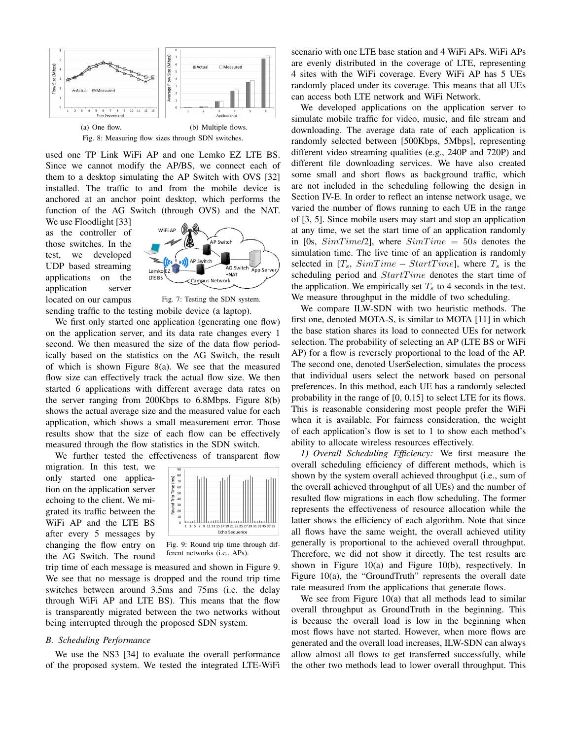(a) One flow. (b) Multiple flows.

Fig. 8: Measuring flow sizes through SDN switches.

used one TP Link WiFi AP and one Lemko EZ LTE BS. Since we cannot modify the AP/BS, we connect each of them to a desktop simulating the AP Switch with OVS [32] installed. The traffic to and from the mobile device is anchored at an anchor point desktop, which performs the function of the AG Switch (through OVS) and the NAT. We use Floodlight [33] as the controller of those switches. In the test, we developed UDP based streaming applications on the application server located on our campus sending traffic to the testing mobile device (a laptop).

Fig. 7: Testing the SDN system.

We first only started one application (generating one flow) on the application server, and its data rate changes every 1 second. We then measured the size of the data flow periodically based on the statistics on the AG Switch, the result of which is shown Figure 8(a). We see that the measured flow size can effectively track the actual flow size. We then started 6 applications with different average data rates on the server ranging from 200Kbps to 6.8Mbps. Figure 8(b) shows the actual average size and the measured value for each application, which shows a small measurement error. Those results show that the size of each flow can be effectively measured through the flow statistics in the SDN switch.

We further tested the effectiveness of transparent flow migration. In this test, we only started one application on the application server echoing to the client. We migrated its traffic between the WiFi AP and the LTE BS after every 5 messages by changing the flow entry on the AG Switch. The round trip time of each message is measured and shown in Figure 9. We see that no message is dropped and the round trip time switches between around 3.5ms and 75ms (i.e. the delay through WiFi AP and LTE BS). This means that the flow is transparently migrated between the two networks without being interrupted through the proposed SDN system.

Fig. 9: Round trip time through different networks (i.e., APs).

### B. Scheduling Performance

We use the NS3 [34] to evaluate the overall performance of the proposed system. We tested the integrated LTE-WiFi scenario with one LTE base station and 4 WiFi APs. WiFi APs are evenly distributed in the coverage of LTE, representing 4 sites with the WiFi coverage. Every WiFi AP has 5 UEs randomly placed under its coverage. This means that all UEs can access both LTE network and WiFi Network.

We developed applications on the application server to simulate mobile traffic for video, music, and file stream and downloading. The average data rate of each application is randomly selected between [500Kbps, 5Mbps], representing different video streaming qualities (e.g., 240P and 720P) and different file downloading services. We have also created some small and short flows as background traffic, which are not included in the scheduling following the design in Section IV-E. In order to reflect an intense network usage, we varied the number of flows running to each UE in the range of [3, 5]. Since mobile users may start and stop an application at any time, we set the start time of an application randomly in [0s, $SimTime/2$], where $SimTime = 50s$ denotes the simulation time. The live time of an application is randomly selected in [$T_s$, $SimTime - StartTime$], where $T_s$ is the scheduling period and $StartTime$ denotes the start time of the application. We empirically set $T_s$ to 4 seconds in the test. We measure throughput in the middle of two scheduling.

We compare ILW-SDN with two heuristic methods. The first one, denoted MOTA-S, is similar to MOTA [11] in which the base station shares its load to connected UEs for network selection. The probability of selecting an AP (LTE BS or WiFi AP) for a flow is reversely proportional to the load of the AP. The second one, denoted UserSelection, simulates the process that individual users select the network based on personal preferences. In this method, each UE has a randomly selected probability in the range of [0, 0.15] to select LTE for its flows. This is reasonable considering most people prefer the WiFi when it is available. For fairness consideration, the weight of each application's flow is set to 1 to show each method's ability to allocate wireless resources effectively.

*1) Overall Scheduling Efficiency:* We first measure the overall scheduling efficiency of different methods, which is shown by the system overall achieved throughput (i.e., sum of the overall achieved throughput of all UEs) and the number of resulted flow migrations in each flow scheduling. The former represents the effectiveness of resource allocation while the latter shows the efficiency of each algorithm. Note that since all flows have the same weight, the overall achieved utility generally is proportional to the achieved overall throughput. Therefore, we did not show it directly. The test results are shown in Figure 10(a) and Figure 10(b), respectively. In Figure 10(a), the "GroundTruth" represents the overall date rate measured from the applications that generate flows.

We see from Figure 10(a) that all methods lead to similar overall throughput as GroundTruth in the beginning. This is because the overall load is low in the beginning when most flows have not started. However, when more flows are generated and the overall load increases, ILW-SDN can always allow almost all flows to get transferred successfully, while the other two methods lead to lower overall throughput. This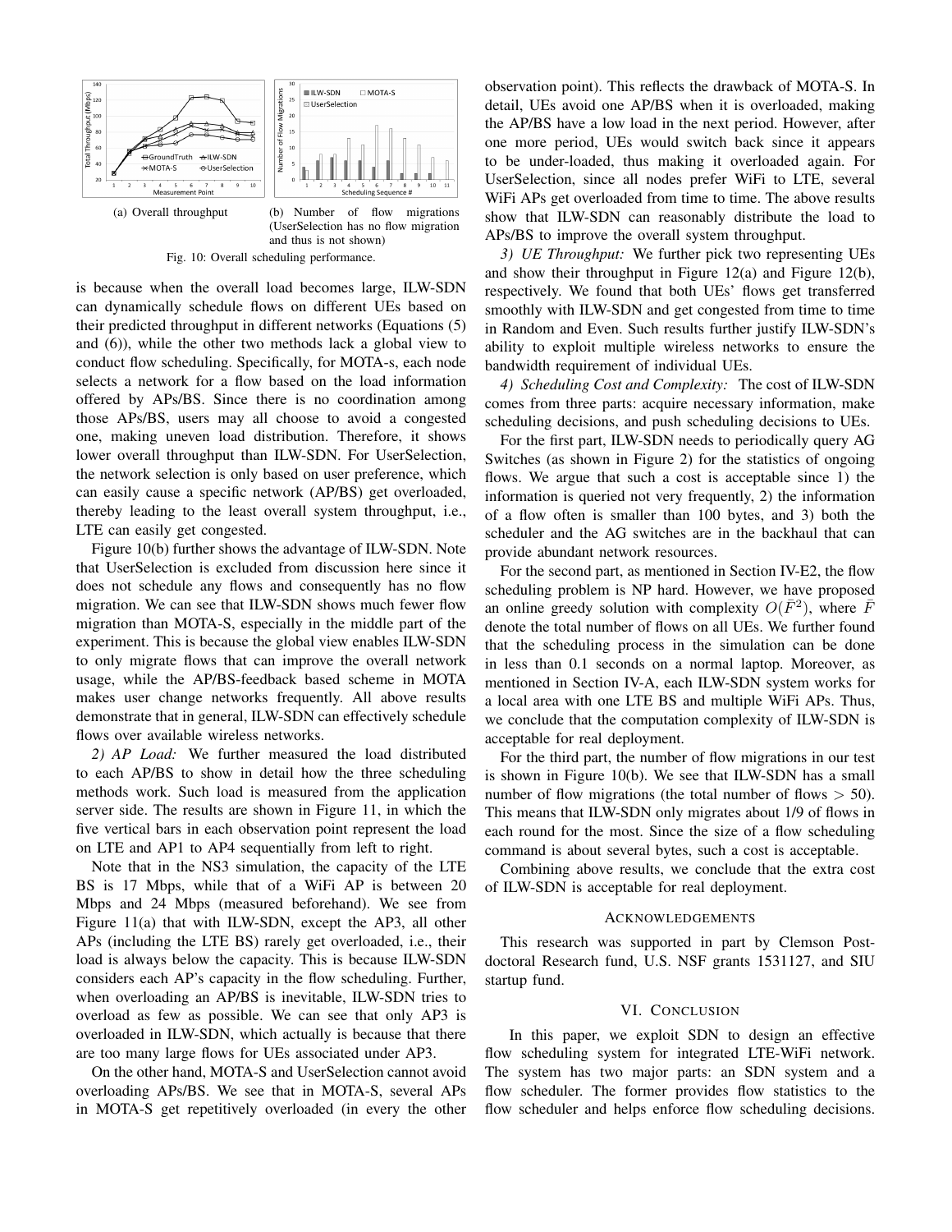(a) Overall throughput

(b) Number of flow migrations (UserSelection has no flow migration and thus is not shown)

Fig. 10: Overall scheduling performance.

is because when the overall load becomes large, ILW-SDN can dynamically schedule flows on different UEs based on their predicted throughput in different networks (Equations (5) and (6)), while the other two methods lack a global view to conduct flow scheduling. Specifically, for MOTA-s, each node selects a network for a flow based on the load information offered by APs/BS. Since there is no coordination among those APs/BS, users may all choose to avoid a congested one, making uneven load distribution. Therefore, it shows lower overall throughput than ILW-SDN. For UserSelection, the network selection is only based on user preference, which can easily cause a specific network (AP/BS) get overloaded, thereby leading to the least overall system throughput, i.e., LTE can easily get congested.

Figure 10(b) further shows the advantage of ILW-SDN. Note that UserSelection is excluded from discussion here since it does not schedule any flows and consequently has no flow migration. We can see that ILW-SDN shows much fewer flow migration than MOTA-S, especially in the middle part of the experiment. This is because the global view enables ILW-SDN to only migrate flows that can improve the overall network usage, while the AP/BS-feedback based scheme in MOTA makes user change networks frequently. All above results demonstrate that in general, ILW-SDN can effectively schedule flows over available wireless networks.

*2) AP Load:* We further measured the load distributed to each AP/BS to show in detail how the three scheduling methods work. Such load is measured from the application server side. The results are shown in Figure 11, in which the five vertical bars in each observation point represent the load on LTE and AP1 to AP4 sequentially from left to right.

Note that in the NS3 simulation, the capacity of the LTE BS is 17 Mbps, while that of a WiFi AP is between 20 Mbps and 24 Mbps (measured beforehand). We see from Figure 11(a) that with ILW-SDN, except the AP3, all other APs (including the LTE BS) rarely get overloaded, i.e., their load is always below the capacity. This is because ILW-SDN considers each AP's capacity in the flow scheduling. Further, when overloading an AP/BS is inevitable, ILW-SDN tries to overload as few as possible. We can see that only AP3 is overloaded in ILW-SDN, which actually is because that there are too many large flows for UEs associated under AP3.

On the other hand, MOTA-S and UserSelection cannot avoid overloading APs/BS. We see that in MOTA-S, several APs in MOTA-S get repetitively overloaded (in every the other observation point). This reflects the drawback of MOTA-S. In detail, UEs avoid one AP/BS when it is overloaded, making the AP/BS have a low load in the next period. However, after one more period, UEs would switch back since it appears to be under-loaded, thus making it overloaded again. For UserSelection, since all nodes prefer WiFi to LTE, several WiFi APs get overloaded from time to time. The above results show that ILW-SDN can reasonably distribute the load to APs/BS to improve the overall system throughput.

*3) UE Throughput:* We further pick two representing UEs and show their throughput in Figure 12(a) and Figure 12(b), respectively. We found that both UEs' flows get transferred smoothly with ILW-SDN and get congested from time to time in Random and Even. Such results further justify ILW-SDN's ability to exploit multiple wireless networks to ensure the bandwidth requirement of individual UEs.

*4) Scheduling Cost and Complexity:* The cost of ILW-SDN comes from three parts: acquire necessary information, make scheduling decisions, and push scheduling decisions to UEs.

For the first part, ILW-SDN needs to periodically query AG Switches (as shown in Figure 2) for the statistics of ongoing flows. We argue that such a cost is acceptable since 1) the information is queried not very frequently, 2) the information of a flow often is smaller than 100 bytes, and 3) both the scheduler and the AG switches are in the backhaul that can provide abundant network resources.

For the second part, as mentioned in Section IV-E2, the flow scheduling problem is NP hard. However, we have proposed an online greedy solution with complexity $O(\bar{F}^2)$, where $\bar{F}$ denote the total number of flows on all UEs. We further found that the scheduling process in the simulation can be done in less than 0.1 seconds on a normal laptop. Moreover, as mentioned in Section IV-A, each ILW-SDN system works for a local area with one LTE BS and multiple WiFi APs. Thus, we conclude that the computation complexity of ILW-SDN is acceptable for real deployment.

For the third part, the number of flow migrations in our test is shown in Figure 10(b). We see that ILW-SDN has a small number of flow migrations (the total number of flows $> 50$). This means that ILW-SDN only migrates about 1/9 of flows in each round for the most. Since the size of a flow scheduling command is about several bytes, such a cost is acceptable.

Combining above results, we conclude that the extra cost of ILW-SDN is acceptable for real deployment.

## Acknowledgements

This research was supported in part by Clemson Post-doctoral Research fund, U.S. NSF grants 1531127, and SIU startup fund.

## VI. Conclusion

In this paper, we exploit SDN to design an effective flow scheduling system for integrated LTE-WiFi network. The system has two major parts: an SDN system and a flow scheduler. The former provides flow statistics to the flow scheduler and helps enforce flow scheduling decisions.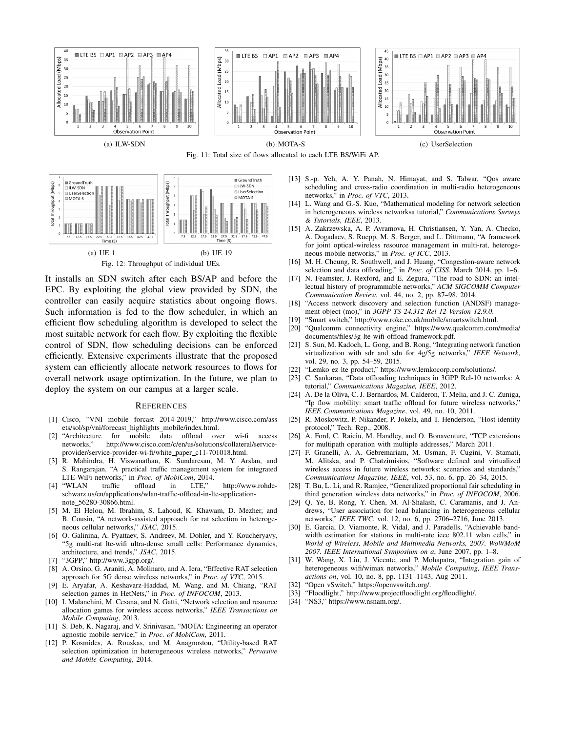40
35
30
25
20
15
10
5
0

Allocated Load (Mbps)

LTE BS AP1 AP2 AP3 AP4

1 2 3 4 5 6 7 8 9 10

Observation Point

(a) ILW-SDN

35
30
25
20
15
10
5
0

Allocated Load (Mbps)

LTE BS AP1 AP2 AP3 AP4

1 2 3 4 5 6 7 8 9 10

Observation Point

(b) MOTA-S

45
40
35
30
25
20
15
10
5
0

Allocated Load (Mbps)

LTE BS AP1 AP2 AP3 AP4

1 2 3 4 5 6 7 8 9 10

Observation Point

(c) UserSelection

Fig. 11: Total size of flows allocated to each LTE BS/WiFi AP.

7
6
5
4
3
2
1
0

Total Throughput (Mbps)

GroundTruth
ILW-SDN
UserSelection
MOTA-S

7.5 12.5 17.5 22.5 27.5 32.5 37.5 42.5 47.5

Time (S)

(a) UE 1

6
5
4
3
2
1
0

Total Throughput (Mbps)

GroundTruth
ILW-SDN
UserSelection
MOTA-S

7.5 12.5 17.5 22.5 27.5 32.5 37.5 42.5 47.5

Time (S)

(b) UE 19

Fig. 12: Throughput of individual UEs.

It installs an SDN switch after each BS/AP and before the EPC. By exploiting the global view provided by SDN, the controller can easily acquire statistics about ongoing flows. Such information is fed to the flow scheduler, in which an efficient flow scheduling algorithm is developed to select the most suitable network for each flow. By exploiting the flexible control of SDN, flow scheduling decisions can be enforced efficiently. Extensive experiments illustrate that the proposed system can efficiently allocate network resources to flows for overall network usage optimization. In the future, we plan to deploy the system on our campus at a larger scale.

## References

[1] Cisco, "VNI mobile forcast 2014-2019," http://www.cisco.com/assets/sol/sp/vni/forecast_highlights_mobile/index.html.

[2] "Architecture for mobile data offload over wi-fi access networks," http://www.cisco.com/c/en/us/solutions/collateral/service-provider/service-provider-wi-fi/white_paper_c11-701018.html.

[3] R. Mahindra, H. Viswanathan, K. Sundaresan, M. Y. Arslan, and S. Rangarajan, "A practical traffic management system for integrated LTE-WiFi networks," in *Proc. of MobiCom*, 2014.

[4] "WLAN traffic offload in LTE," http://www.rohde-schwarz.us/en/applications/wlan-traffic-offload-in-lte-application-note_56280-30866.html.

[5] M. El Helou, M. Ibrahim, S. Lahoud, K. Khawam, D. Mezher, and B. Cousin, "A network-assisted approach for rat selection in heterogeneous cellular networks," *JSAC*, 2015.

[6] O. Galinina, A. Pyattaev, S. Andreev, M. Dohler, and Y. Koucheryavy, "5g multi-rat lte-wifi ultra-dense small cells: Performance dynamics, architecture, and trends," *JSAC*, 2015.

[7] "3GPP," http://www.3gpp.org/.

[8] A. Orsino, G. Araniti, A. Molinaro, and A. Iera, "Effective RAT selection approach for 5G dense wireless networks," in *Proc. of VTC*, 2015.

[9] E. Aryafar, A. Keshavarz-Haddad, M. Wang, and M. Chiang, "RAT selection games in HetNets," in *Proc. of INFOCOM*, 2013.

[10] I. Malanchini, M. Cesana, and N. Gatti, "Network selection and resource allocation games for wireless access networks," *IEEE Transactions on Mobile Computing*, 2013.

[11] S. Deb, K. Nagaraj, and V. Srinivasan, "MOTA: Engineering an operator agnostic mobile service," in *Proc. of MobiCom*, 2011.

[12] P. Kosmides, A. Rouskas, and M. Anagnostou, "Utility-based RAT selection optimization in heterogeneous wireless networks," *Pervasive and Mobile Computing*, 2014.

[13] S.-p. Yeh, A. Y. Panah, N. Himayat, and S. Talwar, "Qos aware scheduling and cross-radio coordination in multi-radio heterogeneous networks," in *Proc. of VTC*, 2013.

[14] L. Wang and G.-S. Kuo, "Mathematical modeling for network selection in heterogeneous wireless networksa tutorial," *Communications Surveys & Tutorials, IEEE*, 2013.

[15] A. Zakrzewska, A. P. Avramova, H. Christiansen, Y. Yan, A. Checko, A. Dogadaev, S. Ruepp, M. S. Berger, and L. Dittmann, "A framework for joint optical-wireless resource management in multi-rat, heterogeneous mobile networks," in *Proc. of ICC*, 2013.

[16] M. H. Cheung, R. Southwell, and J. Huang, "Congestion-aware network selection and data offloading," in *Proc. of CISS*, March 2014, pp. 1–6.

[17] N. Feamster, J. Rexford, and E. Zegura, "The road to SDN: an intellectual history of programmable networks," *ACM SIGCOMM Computer Communication Review*, vol. 44, no. 2, pp. 87–98, 2014.

[18] "Access network discovery and selection function (ANDSF) management object (mo)," in *3GPP TS 24.312 Rel 12 Version 12.9.0*.

[19] "Smart switch," http://www.roke.co.uk/mobile/smartswitch.html.

[20] "Qualcomm connectivity engine," https://www.qualcomm.com/media/documents/files/3g-lte-wifi-offload-framework.pdf.

[21] S. Sun, M. Kadoch, L. Gong, and B. Rong, "Integrating network function virtualization with sdr and sdn for 4g/5g networks," *IEEE Network*, vol. 29, no. 3, pp. 54–59, 2015.

[22] "Lemko ez lte product," https://www.lemkocorp.com/solutions/.

[23] C. Sankaran, "Data offloading techniques in 3GPP Rel-10 networks: A tutorial," *Communications Magazine, IEEE*, 2012.

[24] A. De la Oliva, C. J. Bernardos, M. Calderon, T. Melia, and J. C. Zuniga, "Ip flow mobility: smart traffic offload for future wireless networks," *IEEE Communications Magazine*, vol. 49, no. 10, 2011.

[25] R. Moskowitz, P. Nikander, P. Jokela, and T. Henderson, "Host identity protocol," Tech. Rep., 2008.

[26] A. Ford, C. Raiciu, M. Handley, and O. Bonaventure, "TCP extensions for multipath operation with multiple addresses," March 2011.

[27] F. Granelli, A. A. Gebremariam, M. Usman, F. Cugini, V. Stamati, M. Alitska, and P. Chatzimisios, "Software defined and virtualized wireless access in future wireless networks: scenarios and standards," *Communications Magazine, IEEE*, vol. 53, no. 6, pp. 26–34, 2015.

[28] T. Bu, L. Li, and R. Ramjee, "Generalized proportional fair scheduling in third generation wireless data networks," in *Proc. of INFOCOM*, 2006.

[29] Q. Ye, B. Rong, Y. Chen, M. Al-Shalash, C. Caramanis, and J. Andrews, "User association for load balancing in heterogeneous cellular networks," *IEEE TWC*, vol. 12, no. 6, pp. 2706–2716, June 2013.

[30] E. Garcia, D. Viamonte, R. Vidal, and J. Paradells, "Achievable bandwidth estimation for stations in multi-rate ieee 802.11 wlan cells," in *World of Wireless, Mobile and Multimedia Networks, 2007. WoWMoM 2007. IEEE International Symposium on a*, June 2007, pp. 1–8.

[31] W. Wang, X. Liu, J. Vicente, and P. Mohapatra, "Integration gain of heterogeneous wifi/wimax networks," *Mobile Computing, IEEE Transactions on*, vol. 10, no. 8, pp. 1131–1143, Aug 2011.

[32] "Open vSwitch," https://openvswitch.org/.

[33] "Floodlight," http://www.projectfloodlight.org/floodlight/.

[34] "NS3," https://www.nsnam.org/.